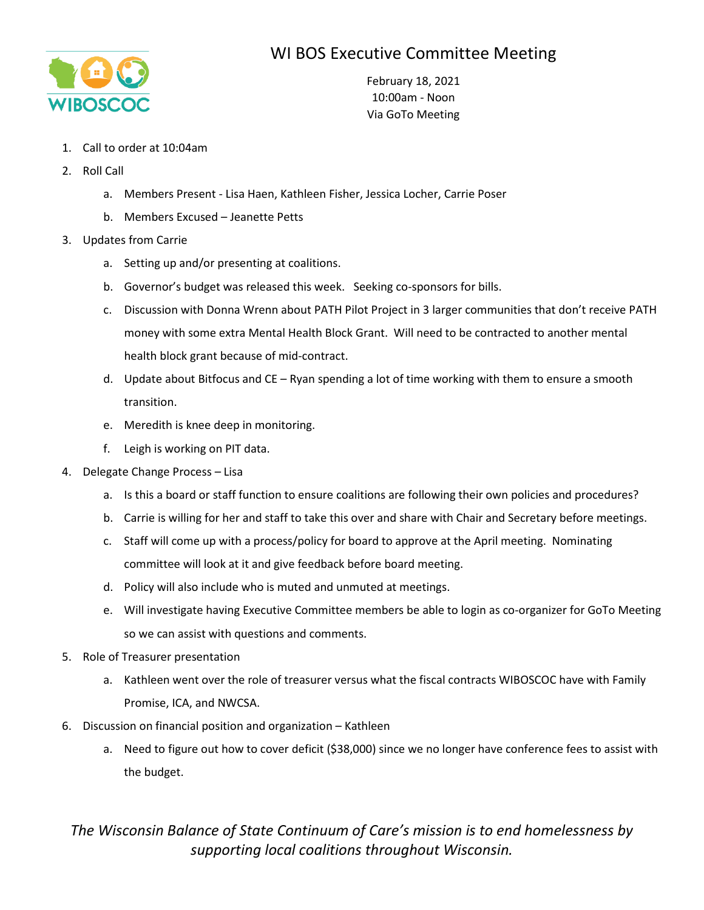# WI BOS Executive Committee Meeting

February 18, 2021
10:00am - Noon
Via GoTo Meeting

1. Call to order at 10:04am
2. Roll Call
   a. Members Present - Lisa Haen, Kathleen Fisher, Jessica Locher, Carrie Poser
   b. Members Excused – Jeanette Petts
3. Updates from Carrie
   a. Setting up and/or presenting at coalitions.
   b. Governor's budget was released this week. Seeking co-sponsors for bills.
   c. Discussion with Donna Wrenn about PATH Pilot Project in 3 larger communities that don't receive PATH money with some extra Mental Health Block Grant. Will need to be contracted to another mental health block grant because of mid-contract.
   d. Update about Bitfocus and CE – Ryan spending a lot of time working with them to ensure a smooth transition.
   e. Meredith is knee deep in monitoring.
   f. Leigh is working on PIT data.
4. Delegate Change Process – Lisa
   a. Is this a board or staff function to ensure coalitions are following their own policies and procedures?
   b. Carrie is willing for her and staff to take this over and share with Chair and Secretary before meetings.
   c. Staff will come up with a process/policy for board to approve at the April meeting. Nominating committee will look at it and give feedback before board meeting.
   d. Policy will also include who is muted and unmuted at meetings.
   e. Will investigate having Executive Committee members be able to login as co-organizer for GoTo Meeting so we can assist with questions and comments.
5. Role of Treasurer presentation
   a. Kathleen went over the role of treasurer versus what the fiscal contracts WIBOSCOC have with Family Promise, ICA, and NWCSA.
6. Discussion on financial position and organization – Kathleen
   a. Need to figure out how to cover deficit ($38,000) since we no longer have conference fees to assist with the budget.

*The Wisconsin Balance of State Continuum of Care's mission is to end homelessness by supporting local coalitions throughout Wisconsin.*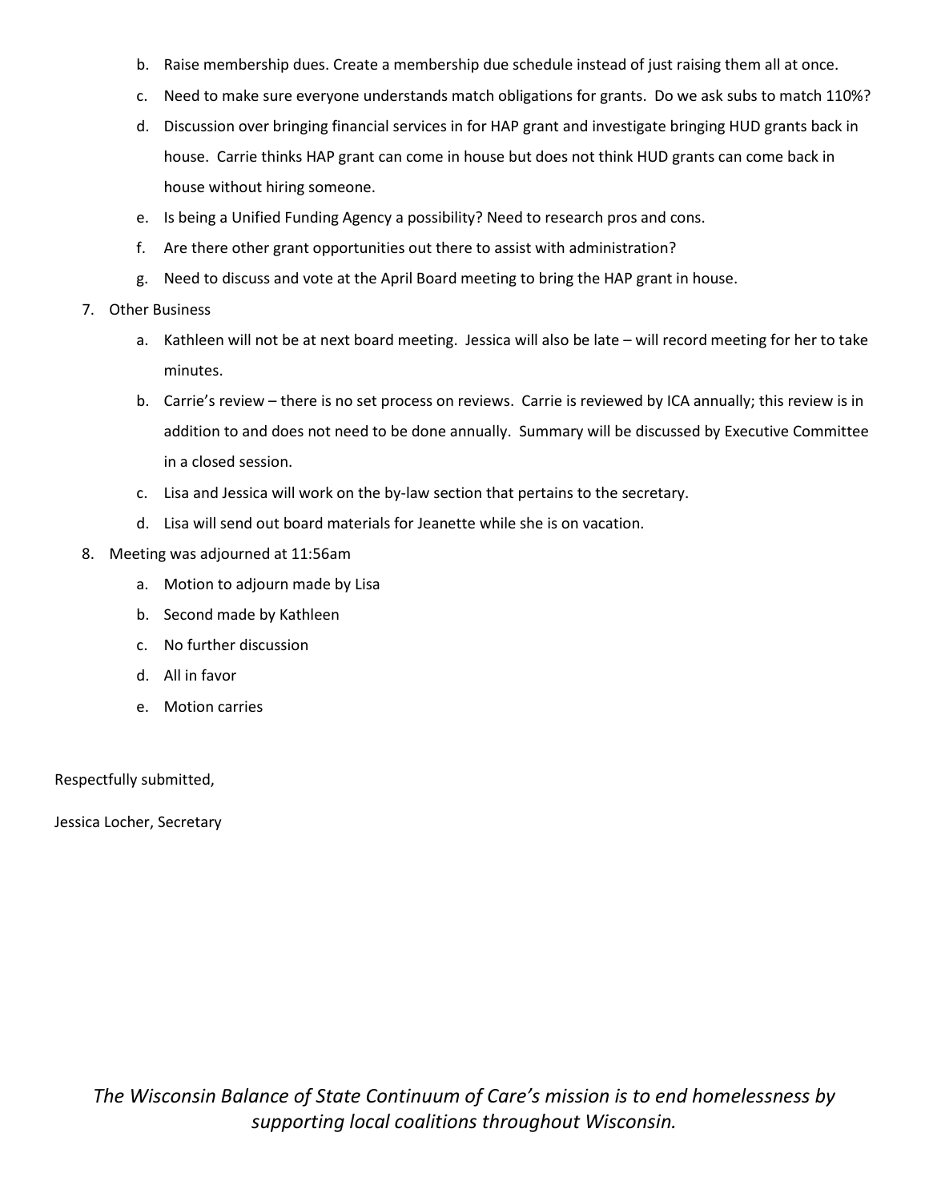b. Raise membership dues. Create a membership due schedule instead of just raising them all at once.
c. Need to make sure everyone understands match obligations for grants. Do we ask subs to match 110%?
d. Discussion over bringing financial services in for HAP grant and investigate bringing HUD grants back in house. Carrie thinks HAP grant can come in house but does not think HUD grants can come back in house without hiring someone.
e. Is being a Unified Funding Agency a possibility? Need to research pros and cons.
f. Are there other grant opportunities out there to assist with administration?
g. Need to discuss and vote at the April Board meeting to bring the HAP grant in house.

7. Other Business
   a. Kathleen will not be at next board meeting. Jessica will also be late – will record meeting for her to take minutes.
   b. Carrie's review – there is no set process on reviews. Carrie is reviewed by ICA annually; this review is in addition to and does not need to be done annually. Summary will be discussed by Executive Committee in a closed session.
   c. Lisa and Jessica will work on the by-law section that pertains to the secretary.
   d. Lisa will send out board materials for Jeanette while she is on vacation.
8. Meeting was adjourned at 11:56am
   a. Motion to adjourn made by Lisa
   b. Second made by Kathleen
   c. No further discussion
   d. All in favor
   e. Motion carries

Respectfully submitted,

Jessica Locher, Secretary

*The Wisconsin Balance of State Continuum of Care's mission is to end homelessness by supporting local coalitions throughout Wisconsin.*